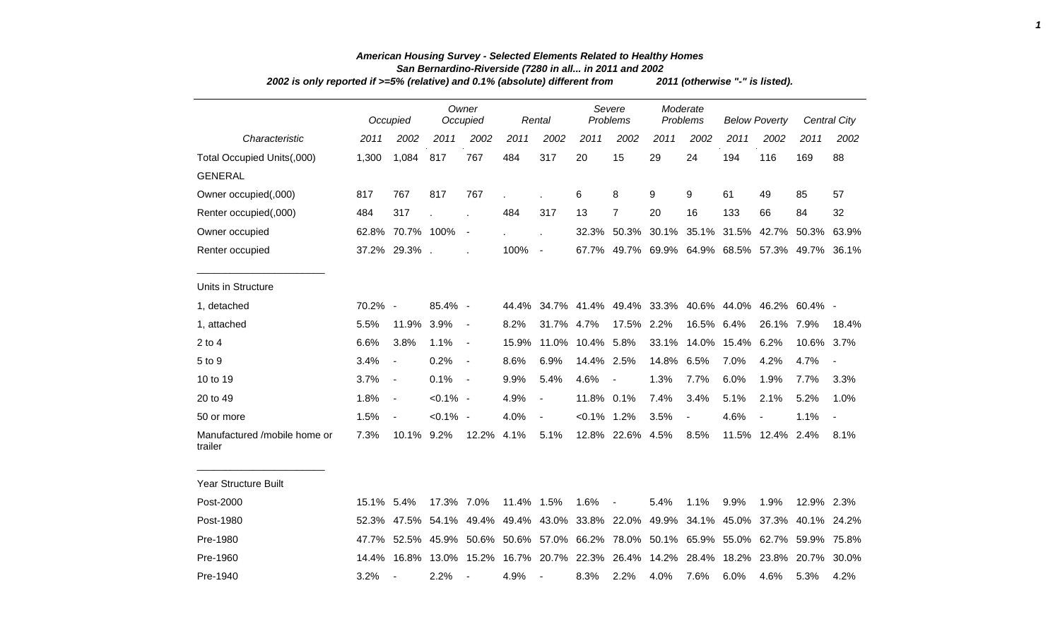# American Housing Survey - Selected Elements Related to Healthy Homes

## San Bernardino-Riverside (7280 in all... in 2011 and 2002

*2002 is only reported if >=5% (relative) and 0.1% (absolute) different from 2011 (otherwise "-" is listed).*

| | Occupied | | Owner Occupied | | Rental | | Severe Problems | | Moderate Problems | | Below Poverty | | Central City | |
|---|---|---|---|---|---|---|---|---|---|---|---|---|---|---|
| *Characteristic* | *2011* | *2002* | *2011* | *2002* | *2011* | *2002* | *2011* | *2002* | *2011* | *2002* | *2011* | *2002* | *2011* | *2002* |
| Total Occupied Units(,000) | 1,300 | 1,084 | 817 | 767 | 484 | 317 | 20 | 15 | 29 | 24 | 194 | 116 | 169 | 88 |
| GENERAL | | | | | | | | | | | | | | |
| Owner occupied(,000) | 817 | 767 | 817 | 767 | . | . | 6 | 8 | 9 | 9 | 61 | 49 | 85 | 57 |
| Renter occupied(,000) | 484 | 317 | . | . | 484 | 317 | 13 | 7 | 20 | 16 | 133 | 66 | 84 | 32 |
| Owner occupied | 62.8% | 70.7% | 100% | - | . | . | 32.3% | 50.3% | 30.1% | 35.1% | 31.5% | 42.7% | 50.3% | 63.9% |
| Renter occupied | 37.2% | 29.3% | . | . | 100% | - | 67.7% | 49.7% | 69.9% | 64.9% | 68.5% | 57.3% | 49.7% | 36.1% |
| Units in Structure | | | | | | | | | | | | | | |
| 1, detached | 70.2% | - | 85.4% | - | 44.4% | 34.7% | 41.4% | 49.4% | 33.3% | 40.6% | 44.0% | 46.2% | 60.4% | - |
| 1, attached | 5.5% | 11.9% | 3.9% | - | 8.2% | 31.7% | 4.7% | 17.5% | 2.2% | 16.5% | 6.4% | 26.1% | 7.9% | 18.4% |
| 2 to 4 | 6.6% | 3.8% | 1.1% | - | 15.9% | 11.0% | 10.4% | 5.8% | 33.1% | 14.0% | 15.4% | 6.2% | 10.6% | 3.7% |
| 5 to 9 | 3.4% | - | 0.2% | - | 8.6% | 6.9% | 14.4% | 2.5% | 14.8% | 6.5% | 7.0% | 4.2% | 4.7% | - |
| 10 to 19 | 3.7% | - | 0.1% | - | 9.9% | 5.4% | 4.6% | - | 1.3% | 7.7% | 6.0% | 1.9% | 7.7% | 3.3% |
| 20 to 49 | 1.8% | - | <0.1% | - | 4.9% | - | 11.8% | 0.1% | 7.4% | 3.4% | 5.1% | 2.1% | 5.2% | 1.0% |
| 50 or more | 1.5% | - | <0.1% | - | 4.0% | - | <0.1% | 1.2% | 3.5% | - | 4.6% | - | 1.1% | - |
| Manufactured /mobile home or trailer | 7.3% | 10.1% | 9.2% | 12.2% | 4.1% | 5.1% | 12.8% | 22.6% | 4.5% | 8.5% | 11.5% | 12.4% | 2.4% | 8.1% |
| Year Structure Built | | | | | | | | | | | | | | |
| Post-2000 | 15.1% | 5.4% | 17.3% | 7.0% | 11.4% | 1.5% | 1.6% | - | 5.4% | 1.1% | 9.9% | 1.9% | 12.9% | 2.3% |
| Post-1980 | 52.3% | 47.5% | 54.1% | 49.4% | 49.4% | 43.0% | 33.8% | 22.0% | 49.9% | 34.1% | 45.0% | 37.3% | 40.1% | 24.2% |
| Pre-1980 | 47.7% | 52.5% | 45.9% | 50.6% | 50.6% | 57.0% | 66.2% | 78.0% | 50.1% | 65.9% | 55.0% | 62.7% | 59.9% | 75.8% |
| Pre-1960 | 14.4% | 16.8% | 13.0% | 15.2% | 16.7% | 20.7% | 22.3% | 26.4% | 14.2% | 28.4% | 18.2% | 23.8% | 20.7% | 30.0% |
| Pre-1940 | 3.2% | - | 2.2% | - | 4.9% | - | 8.3% | 2.2% | 4.0% | 7.6% | 6.0% | 4.6% | 5.3% | 4.2% |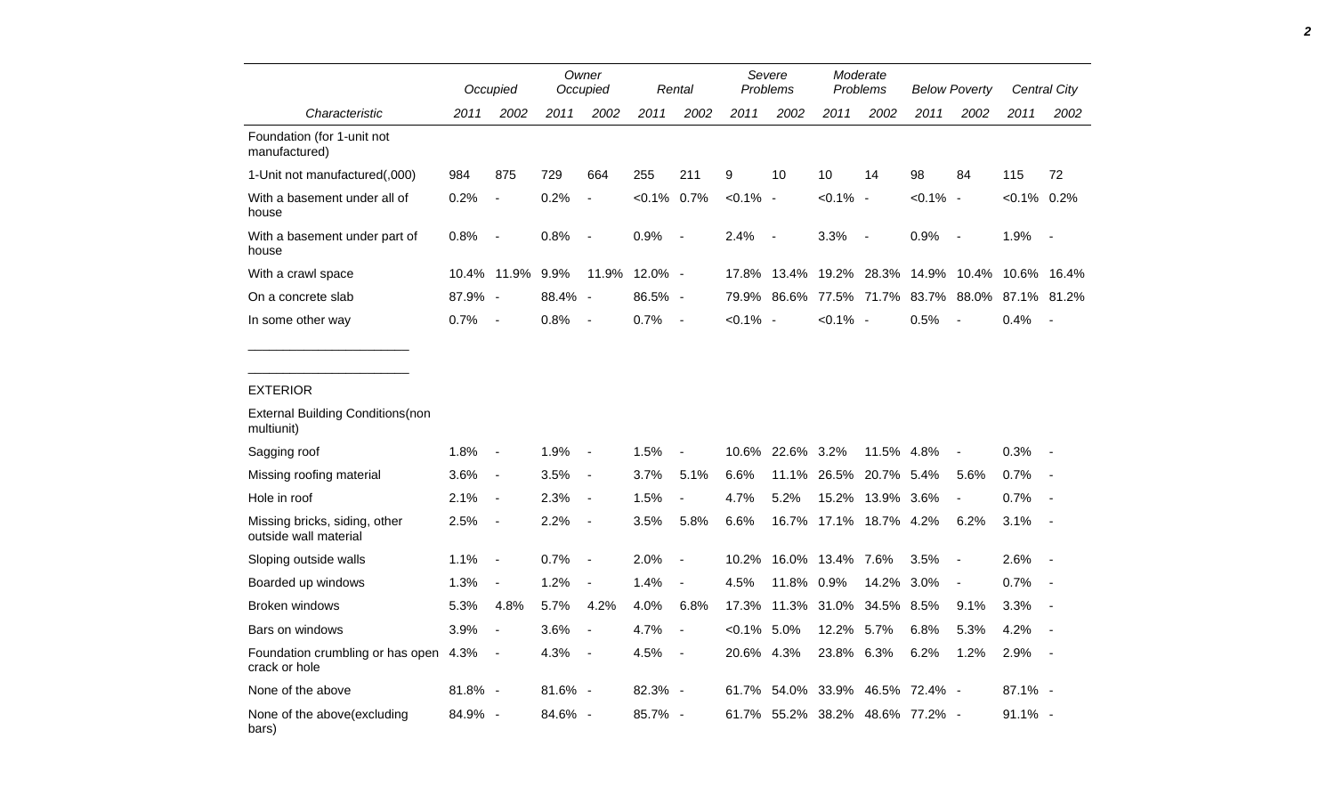| Characteristic | Occupied | | Owner Occupied | | Rental | | Severe Problems | | Moderate Problems | | Below Poverty | | Central City | |
|---|---|---|---|---|---|---|---|---|---|---|---|---|---|---|
| | 2011 | 2002 | 2011 | 2002 | 2011 | 2002 | 2011 | 2002 | 2011 | 2002 | 2011 | 2002 | 2011 | 2002 |
| Foundation (for 1-unit not manufactured) | | | | | | | | | | | | | | |
| 1-Unit not manufactured(,000) | 984 | 875 | 729 | 664 | 255 | 211 | 9 | 10 | 10 | 14 | 98 | 84 | 115 | 72 |
| With a basement under all of house | 0.2% | - | 0.2% | - | <0.1% | 0.7% | <0.1% | - | <0.1% | - | <0.1% | - | <0.1% | 0.2% |
| With a basement under part of house | 0.8% | - | 0.8% | - | 0.9% | - | 2.4% | - | 3.3% | - | 0.9% | - | 1.9% | - |
| With a crawl space | 10.4% | 11.9% | 9.9% | 11.9% | 12.0% | - | 17.8% | 13.4% | 19.2% | 28.3% | 14.9% | 10.4% | 10.6% | 16.4% |
| On a concrete slab | 87.9% | - | 88.4% | - | 86.5% | - | 79.9% | 86.6% | 77.5% | 71.7% | 83.7% | 88.0% | 87.1% | 81.2% |
| In some other way | 0.7% | - | 0.8% | - | 0.7% | - | <0.1% | - | <0.1% | - | 0.5% | - | 0.4% | - |

EXTERIOR

| Characteristic | Occupied | | Owner Occupied | | Rental | | Severe Problems | | Moderate Problems | | Below Poverty | | Central City | |
|---|---|---|---|---|---|---|---|---|---|---|---|---|---|---|
| | 2011 | 2002 | 2011 | 2002 | 2011 | 2002 | 2011 | 2002 | 2011 | 2002 | 2011 | 2002 | 2011 | 2002 |
| External Building Conditions(non multiunit) | | | | | | | | | | | | | | |
| Sagging roof | 1.8% | - | 1.9% | - | 1.5% | - | 10.6% | 22.6% | 3.2% | 11.5% | 4.8% | - | 0.3% | - |
| Missing roofing material | 3.6% | - | 3.5% | - | 3.7% | 5.1% | 6.6% | 11.1% | 26.5% | 20.7% | 5.4% | 5.6% | 0.7% | - |
| Hole in roof | 2.1% | - | 2.3% | - | 1.5% | - | 4.7% | 5.2% | 15.2% | 13.9% | 3.6% | - | 0.7% | - |
| Missing bricks, siding, other outside wall material | 2.5% | - | 2.2% | - | 3.5% | 5.8% | 6.6% | 16.7% | 17.1% | 18.7% | 4.2% | 6.2% | 3.1% | - |
| Sloping outside walls | 1.1% | - | 0.7% | - | 2.0% | - | 10.2% | 16.0% | 13.4% | 7.6% | 3.5% | - | 2.6% | - |
| Boarded up windows | 1.3% | - | 1.2% | - | 1.4% | - | 4.5% | 11.8% | 0.9% | 14.2% | 3.0% | - | 0.7% | - |
| Broken windows | 5.3% | 4.8% | 5.7% | 4.2% | 4.0% | 6.8% | 17.3% | 11.3% | 31.0% | 34.5% | 8.5% | 9.1% | 3.3% | - |
| Bars on windows | 3.9% | - | 3.6% | - | 4.7% | - | <0.1% | 5.0% | 12.2% | 5.7% | 6.8% | 5.3% | 4.2% | - |
| Foundation crumbling or has open crack or hole | 4.3% | - | 4.3% | - | 4.5% | - | 20.6% | 4.3% | 23.8% | 6.3% | 6.2% | 1.2% | 2.9% | - |
| None of the above | 81.8% | - | 81.6% | - | 82.3% | - | 61.7% | 54.0% | 33.9% | 46.5% | 72.4% | - | 87.1% | - |
| None of the above(excluding bars) | 84.9% | - | 84.6% | - | 85.7% | - | 61.7% | 55.2% | 38.2% | 48.6% | 77.2% | - | 91.1% | - |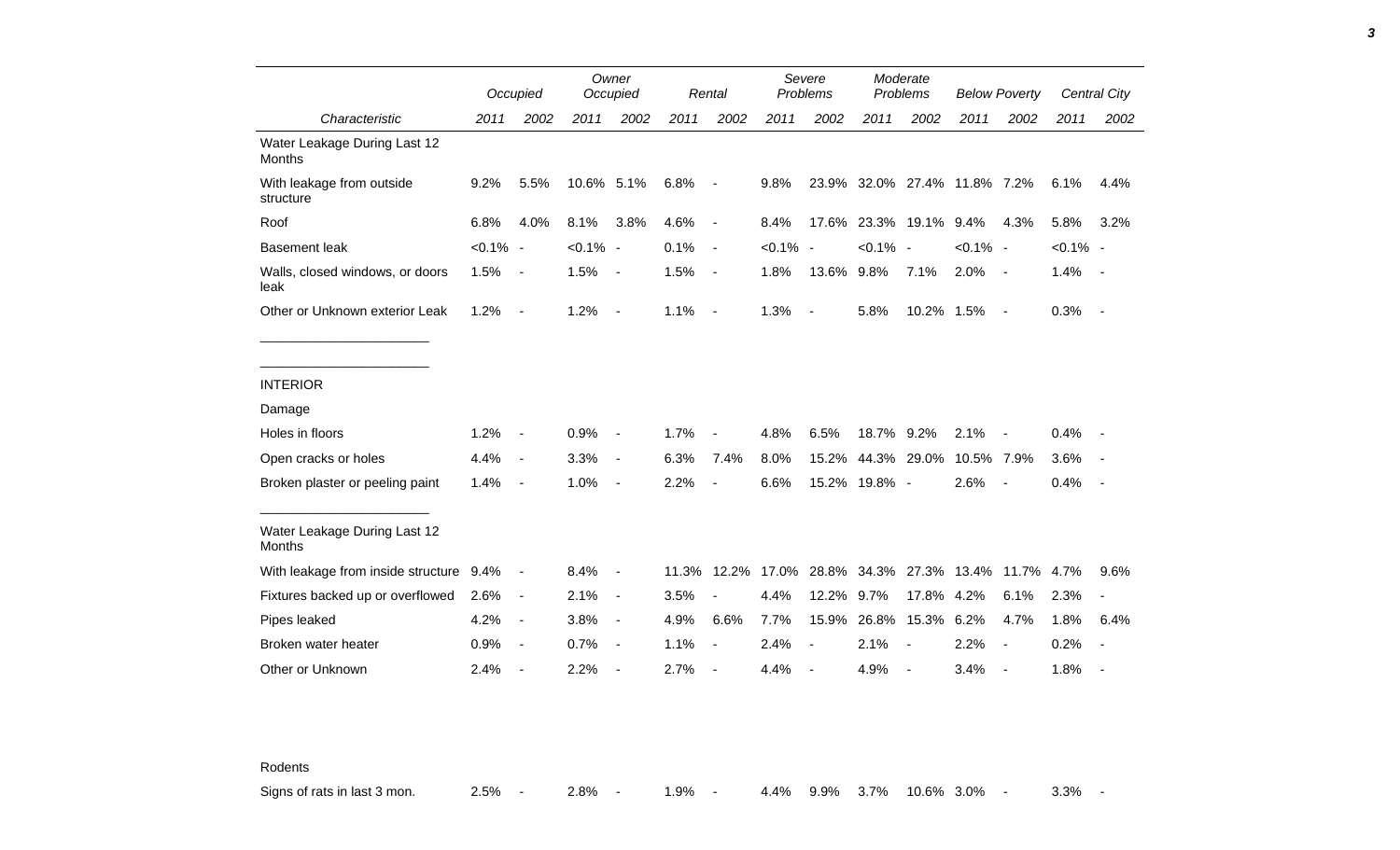| Characteristic | Occupied 2011 | Occupied 2002 | Owner Occupied 2011 | Owner Occupied 2002 | Rental 2011 | Rental 2002 | Severe Problems 2011 | Severe Problems 2002 | Moderate Problems 2011 | Moderate Problems 2002 | Below Poverty 2011 | Below Poverty 2002 | Central City 2011 | Central City 2002 |
|---|---|---|---|---|---|---|---|---|---|---|---|---|---|---|
| Water Leakage During Last 12 Months | | | | | | | | | | | | | | |
| With leakage from outside structure | 9.2% | 5.5% | 10.6% | 5.1% | 6.8% | - | 9.8% | 23.9% | 32.0% | 27.4% | 11.8% | 7.2% | 6.1% | 4.4% |
| Roof | 6.8% | 4.0% | 8.1% | 3.8% | 4.6% | - | 8.4% | 17.6% | 23.3% | 19.1% | 9.4% | 4.3% | 5.8% | 3.2% |
| Basement leak | <0.1% | - | <0.1% | - | 0.1% | - | <0.1% | - | <0.1% | - | <0.1% | - | <0.1% | - |
| Walls, closed windows, or doors leak | 1.5% | - | 1.5% | - | 1.5% | - | 1.8% | 13.6% | 9.8% | 7.1% | 2.0% | - | 1.4% | - |
| Other or Unknown exterior Leak | 1.2% | - | 1.2% | - | 1.1% | - | 1.3% | - | 5.8% | 10.2% | 1.5% | - | 0.3% | - |
| INTERIOR | | | | | | | | | | | | | | |
| Damage | | | | | | | | | | | | | | |
| Holes in floors | 1.2% | - | 0.9% | - | 1.7% | - | 4.8% | 6.5% | 18.7% | 9.2% | 2.1% | - | 0.4% | - |
| Open cracks or holes | 4.4% | - | 3.3% | - | 6.3% | 7.4% | 8.0% | 15.2% | 44.3% | 29.0% | 10.5% | 7.9% | 3.6% | - |
| Broken plaster or peeling paint | 1.4% | - | 1.0% | - | 2.2% | - | 6.6% | 15.2% | 19.8% | - | 2.6% | - | 0.4% | - |
| Water Leakage During Last 12 Months | | | | | | | | | | | | | | |
| With leakage from inside structure | 9.4% | - | 8.4% | - | 11.3% | 12.2% | 17.0% | 28.8% | 34.3% | 27.3% | 13.4% | 11.7% | 4.7% | 9.6% |
| Fixtures backed up or overflowed | 2.6% | - | 2.1% | - | 3.5% | - | 4.4% | 12.2% | 9.7% | 17.8% | 4.2% | 6.1% | 2.3% | - |
| Pipes leaked | 4.2% | - | 3.8% | - | 4.9% | 6.6% | 7.7% | 15.9% | 26.8% | 15.3% | 6.2% | 4.7% | 1.8% | 6.4% |
| Broken water heater | 0.9% | - | 0.7% | - | 1.1% | - | 2.4% | - | 2.1% | - | 2.2% | - | 0.2% | - |
| Other or Unknown | 2.4% | - | 2.2% | - | 2.7% | - | 4.4% | - | 4.9% | - | 3.4% | - | 1.8% | - |
| Rodents | | | | | | | | | | | | | | |
| Signs of rats in last 3 mon. | 2.5% | - | 2.8% | - | 1.9% | - | 4.4% | 9.9% | 3.7% | 10.6% | 3.0% | - | 3.3% | - |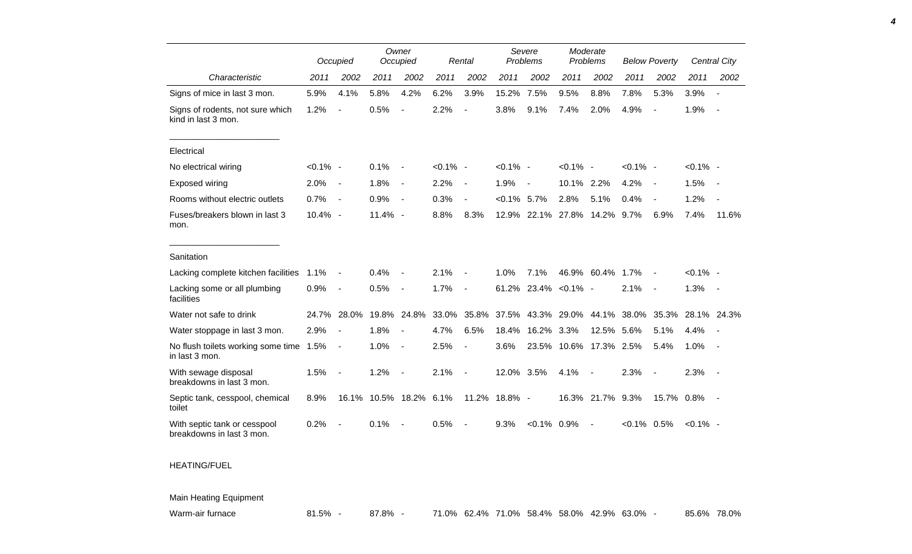| | Occupied | | Owner Occupied | | Rental | | Severe Problems | | Moderate Problems | | Below Poverty | | Central City | |
|---|---|---|---|---|---|---|---|---|---|---|---|---|---|---|
| *Characteristic* | *2011* | *2002* | *2011* | *2002* | *2011* | *2002* | *2011* | *2002* | *2011* | *2002* | *2011* | *2002* | *2011* | *2002* |
| Signs of mice in last 3 mon. | 5.9% | 4.1% | 5.8% | 4.2% | 6.2% | 3.9% | 15.2% | 7.5% | 9.5% | 8.8% | 7.8% | 5.3% | 3.9% | - |
| Signs of rodents, not sure which kind in last 3 mon. | 1.2% | - | 0.5% | - | 2.2% | - | 3.8% | 9.1% | 7.4% | 2.0% | 4.9% | - | 1.9% | - |
| Electrical | | | | | | | | | | | | | | |
| No electrical wiring | <0.1% | - | 0.1% | - | <0.1% | - | <0.1% | - | <0.1% | - | <0.1% | - | <0.1% | - |
| Exposed wiring | 2.0% | - | 1.8% | - | 2.2% | - | 1.9% | - | 10.1% | 2.2% | 4.2% | - | 1.5% | - |
| Rooms without electric outlets | 0.7% | - | 0.9% | - | 0.3% | - | <0.1% | 5.7% | 2.8% | 5.1% | 0.4% | - | 1.2% | - |
| Fuses/breakers blown in last 3 mon. | 10.4% | - | 11.4% | - | 8.8% | 8.3% | 12.9% | 22.1% | 27.8% | 14.2% | 9.7% | 6.9% | 7.4% | 11.6% |
| Sanitation | | | | | | | | | | | | | | |
| Lacking complete kitchen facilities | 1.1% | - | 0.4% | - | 2.1% | - | 1.0% | 7.1% | 46.9% | 60.4% | 1.7% | - | <0.1% | - |
| Lacking some or all plumbing facilities | 0.9% | - | 0.5% | - | 1.7% | - | 61.2% | 23.4% | <0.1% | - | 2.1% | - | 1.3% | - |
| Water not safe to drink | 24.7% | 28.0% | 19.8% | 24.8% | 33.0% | 35.8% | 37.5% | 43.3% | 29.0% | 44.1% | 38.0% | 35.3% | 28.1% | 24.3% |
| Water stoppage in last 3 mon. | 2.9% | - | 1.8% | - | 4.7% | 6.5% | 18.4% | 16.2% | 3.3% | 12.5% | 5.6% | 5.1% | 4.4% | - |
| No flush toilets working some time in last 3 mon. | 1.5% | - | 1.0% | - | 2.5% | - | 3.6% | 23.5% | 10.6% | 17.3% | 2.5% | 5.4% | 1.0% | - |
| With sewage disposal breakdowns in last 3 mon. | 1.5% | - | 1.2% | - | 2.1% | - | 12.0% | 3.5% | 4.1% | - | 2.3% | - | 2.3% | - |
| Septic tank, cesspool, chemical toilet | 8.9% | 16.1% | 10.5% | 18.2% | 6.1% | 11.2% | 18.8% | - | 16.3% | 21.7% | 9.3% | 15.7% | 0.8% | - |
| With septic tank or cesspool breakdowns in last 3 mon. | 0.2% | - | 0.1% | - | 0.5% | - | 9.3% | <0.1% | 0.9% | - | <0.1% | 0.5% | <0.1% | - |
| HEATING/FUEL | | | | | | | | | | | | | | |
| Main Heating Equipment | | | | | | | | | | | | | | |
| Warm-air furnace | 81.5% | - | 87.8% | - | 71.0% | 62.4% | 71.0% | 58.4% | 58.0% | 42.9% | 63.0% | - | 85.6% | 78.0% |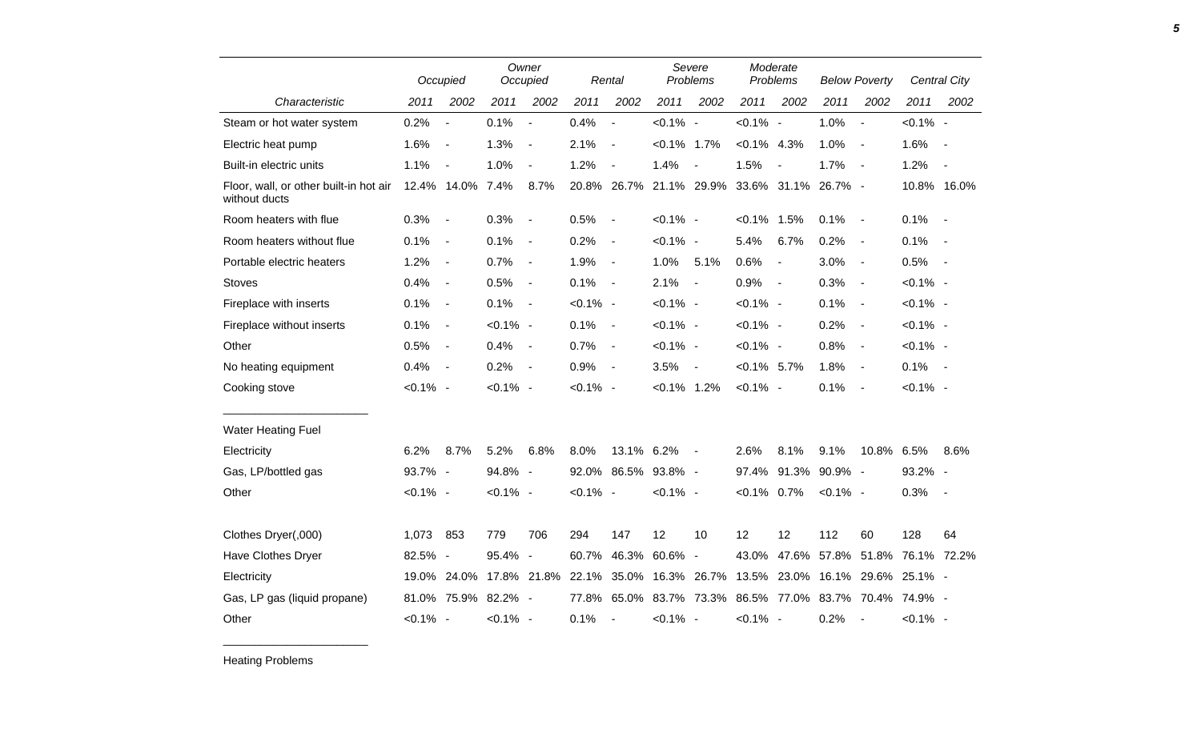| Characteristic | Occupied 2011 | Occupied 2002 | Owner Occupied 2011 | Owner Occupied 2002 | Rental 2011 | Rental 2002 | Severe Problems 2011 | Severe Problems 2002 | Moderate Problems 2011 | Moderate Problems 2002 | Below Poverty 2011 | Below Poverty 2002 | Central City 2011 | Central City 2002 |
|---|---|---|---|---|---|---|---|---|---|---|---|---|---|---|
| Steam or hot water system | 0.2% | - | 0.1% | - | 0.4% | - | <0.1% | - | <0.1% | - | 1.0% | - | <0.1% | - |
| Electric heat pump | 1.6% | - | 1.3% | - | 2.1% | - | <0.1% | 1.7% | <0.1% | 4.3% | 1.0% | - | 1.6% | - |
| Built-in electric units | 1.1% | - | 1.0% | - | 1.2% | - | 1.4% | - | 1.5% | - | 1.7% | - | 1.2% | - |
| Floor, wall, or other built-in hot air without ducts | 12.4% | 14.0% | 7.4% | 8.7% | 20.8% | 26.7% | 21.1% | 29.9% | 33.6% | 31.1% | 26.7% | - | 10.8% | 16.0% |
| Room heaters with flue | 0.3% | - | 0.3% | - | 0.5% | - | <0.1% | - | <0.1% | 1.5% | 0.1% | - | 0.1% | - |
| Room heaters without flue | 0.1% | - | 0.1% | - | 0.2% | - | <0.1% | - | 5.4% | 6.7% | 0.2% | - | 0.1% | - |
| Portable electric heaters | 1.2% | - | 0.7% | - | 1.9% | - | 1.0% | 5.1% | 0.6% | - | 3.0% | - | 0.5% | - |
| Stoves | 0.4% | - | 0.5% | - | 0.1% | - | 2.1% | - | 0.9% | - | 0.3% | - | <0.1% | - |
| Fireplace with inserts | 0.1% | - | 0.1% | - | <0.1% | - | <0.1% | - | <0.1% | - | 0.1% | - | <0.1% | - |
| Fireplace without inserts | 0.1% | - | <0.1% | - | 0.1% | - | <0.1% | - | <0.1% | - | 0.2% | - | <0.1% | - |
| Other | 0.5% | - | 0.4% | - | 0.7% | - | <0.1% | - | <0.1% | - | 0.8% | - | <0.1% | - |
| No heating equipment | 0.4% | - | 0.2% | - | 0.9% | - | 3.5% | - | <0.1% | 5.7% | 1.8% | - | 0.1% | - |
| Cooking stove | <0.1% | - | <0.1% | - | <0.1% | - | <0.1% | 1.2% | <0.1% | - | 0.1% | - | <0.1% | - |
| **Water Heating Fuel** | | | | | | | | | | | | | | |
| Electricity | 6.2% | 8.7% | 5.2% | 6.8% | 8.0% | 13.1% | 6.2% | - | 2.6% | 8.1% | 9.1% | 10.8% | 6.5% | 8.6% |
| Gas, LP/bottled gas | 93.7% | - | 94.8% | - | 92.0% | 86.5% | 93.8% | - | 97.4% | 91.3% | 90.9% | - | 93.2% | - |
| Other | <0.1% | - | <0.1% | - | <0.1% | - | <0.1% | - | <0.1% | 0.7% | <0.1% | - | 0.3% | - |
| Clothes Dryer(,000) | 1,073 | 853 | 779 | 706 | 294 | 147 | 12 | 10 | 12 | 12 | 112 | 60 | 128 | 64 |
| Have Clothes Dryer | 82.5% | - | 95.4% | - | 60.7% | 46.3% | 60.6% | - | 43.0% | 47.6% | 57.8% | 51.8% | 76.1% | 72.2% |
| Electricity | 19.0% | 24.0% | 17.8% | 21.8% | 22.1% | 35.0% | 16.3% | 26.7% | 13.5% | 23.0% | 16.1% | 29.6% | 25.1% | - |
| Gas, LP gas (liquid propane) | 81.0% | 75.9% | 82.2% | - | 77.8% | 65.0% | 83.7% | 73.3% | 86.5% | 77.0% | 83.7% | 70.4% | 74.9% | - |
| Other | <0.1% | - | <0.1% | - | 0.1% | - | <0.1% | - | <0.1% | - | 0.2% | - | <0.1% | - |

Heating Problems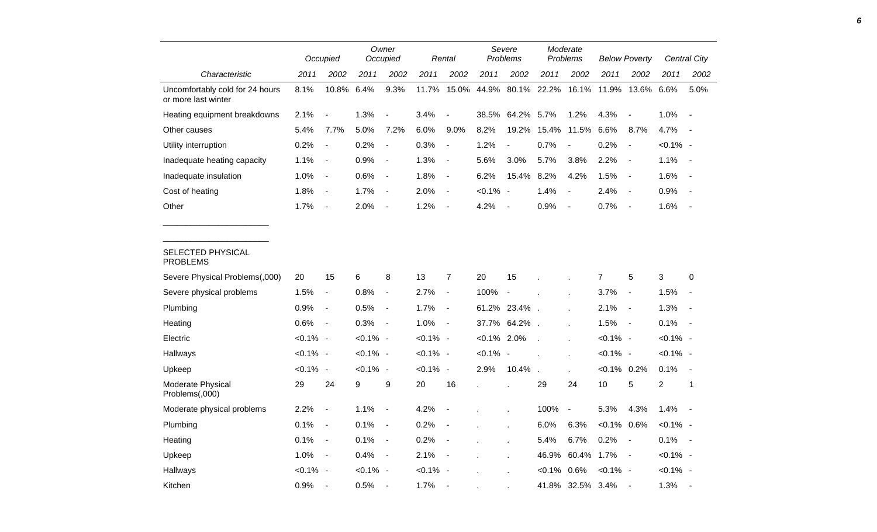| Characteristic | Occupied | | Owner Occupied | | Rental | | Severe Problems | | Moderate Problems | | Below Poverty | | Central City | |
|---|---|---|---|---|---|---|---|---|---|---|---|---|---|---|
| | 2011 | 2002 | 2011 | 2002 | 2011 | 2002 | 2011 | 2002 | 2011 | 2002 | 2011 | 2002 | 2011 | 2002 |
| Uncomfortably cold for 24 hours or more last winter | 8.1% | 10.8% | 6.4% | 9.3% | 11.7% | 15.0% | 44.9% | 80.1% | 22.2% | 16.1% | 11.9% | 13.6% | 6.6% | 5.0% |
| Heating equipment breakdowns | 2.1% | - | 1.3% | - | 3.4% | - | 38.5% | 64.2% | 5.7% | 1.2% | 4.3% | - | 1.0% | - |
| Other causes | 5.4% | 7.7% | 5.0% | 7.2% | 6.0% | 9.0% | 8.2% | 19.2% | 15.4% | 11.5% | 6.6% | 8.7% | 4.7% | - |
| Utility interruption | 0.2% | - | 0.2% | - | 0.3% | - | 1.2% | - | 0.7% | - | 0.2% | - | <0.1% | - |
| Inadequate heating capacity | 1.1% | - | 0.9% | - | 1.3% | - | 5.6% | 3.0% | 5.7% | 3.8% | 2.2% | - | 1.1% | - |
| Inadequate insulation | 1.0% | - | 0.6% | - | 1.8% | - | 6.2% | 15.4% | 8.2% | 4.2% | 1.5% | - | 1.6% | - |
| Cost of heating | 1.8% | - | 1.7% | - | 2.0% | - | <0.1% | - | 1.4% | - | 2.4% | - | 0.9% | - |
| Other | 1.7% | - | 2.0% | - | 1.2% | - | 4.2% | - | 0.9% | - | 0.7% | - | 1.6% | - |
| SELECTED PHYSICAL PROBLEMS | | | | | | | | | | | | | | |
| Severe Physical Problems(,000) | 20 | 15 | 6 | 8 | 13 | 7 | 20 | 15 | . | . | 7 | 5 | 3 | 0 |
| Severe physical problems | 1.5% | - | 0.8% | - | 2.7% | - | 100% | - | . | . | 3.7% | - | 1.5% | - |
| Plumbing | 0.9% | - | 0.5% | - | 1.7% | - | 61.2% | 23.4% | . | . | 2.1% | - | 1.3% | - |
| Heating | 0.6% | - | 0.3% | - | 1.0% | - | 37.7% | 64.2% | . | . | 1.5% | - | 0.1% | - |
| Electric | <0.1% | - | <0.1% | - | <0.1% | - | <0.1% | 2.0% | . | . | <0.1% | - | <0.1% | - |
| Hallways | <0.1% | - | <0.1% | - | <0.1% | - | <0.1% | - | . | . | <0.1% | - | <0.1% | - |
| Upkeep | <0.1% | - | <0.1% | - | <0.1% | - | 2.9% | 10.4% | . | . | <0.1% | 0.2% | 0.1% | - |
| Moderate Physical Problems(,000) | 29 | 24 | 9 | 9 | 20 | 16 | . | . | 29 | 24 | 10 | 5 | 2 | 1 |
| Moderate physical problems | 2.2% | - | 1.1% | - | 4.2% | - | . | . | 100% | - | 5.3% | 4.3% | 1.4% | - |
| Plumbing | 0.1% | - | 0.1% | - | 0.2% | - | . | . | 6.0% | 6.3% | <0.1% | 0.6% | <0.1% | - |
| Heating | 0.1% | - | 0.1% | - | 0.2% | - | . | . | 5.4% | 6.7% | 0.2% | - | 0.1% | - |
| Upkeep | 1.0% | - | 0.4% | - | 2.1% | - | . | . | 46.9% | 60.4% | 1.7% | - | <0.1% | - |
| Hallways | <0.1% | - | <0.1% | - | <0.1% | - | . | . | <0.1% | 0.6% | <0.1% | - | <0.1% | - |
| Kitchen | 0.9% | - | 0.5% | - | 1.7% | - | . | . | 41.8% | 32.5% | 3.4% | - | 1.3% | - |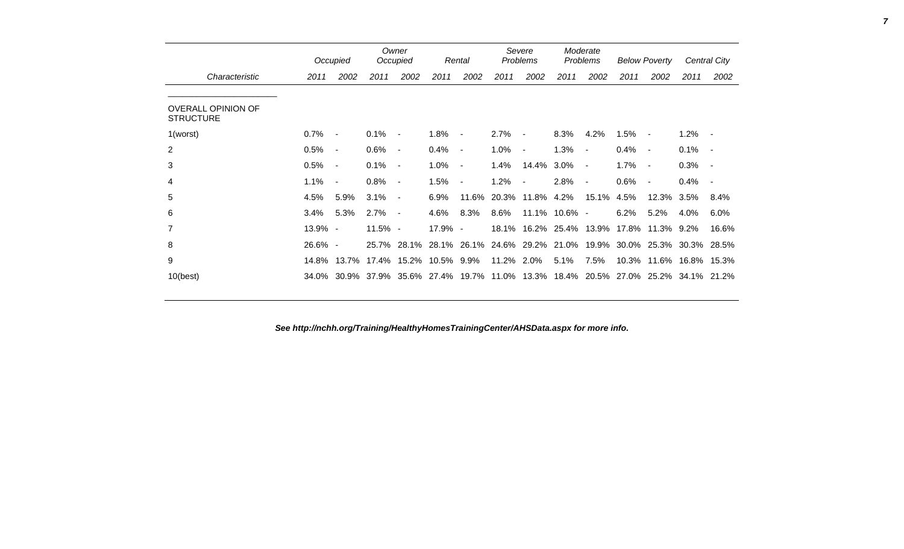| Characteristic | Occupied | | Owner Occupied | | Rental | | Severe Problems | | Moderate Problems | | Below Poverty | | Central City | |
|---|---|---|---|---|---|---|---|---|---|---|---|---|---|---|
| | 2011 | 2002 | 2011 | 2002 | 2011 | 2002 | 2011 | 2002 | 2011 | 2002 | 2011 | 2002 | 2011 | 2002 |
| OVERALL OPINION OF STRUCTURE | | | | | | | | | | | | | | |
| 1(worst) | 0.7% | - | 0.1% | - | 1.8% | - | 2.7% | - | 8.3% | 4.2% | 1.5% | - | 1.2% | - |
| 2 | 0.5% | - | 0.6% | - | 0.4% | - | 1.0% | - | 1.3% | - | 0.4% | - | 0.1% | - |
| 3 | 0.5% | - | 0.1% | - | 1.0% | - | 1.4% | 14.4% | 3.0% | - | 1.7% | - | 0.3% | - |
| 4 | 1.1% | - | 0.8% | - | 1.5% | - | 1.2% | - | 2.8% | - | 0.6% | - | 0.4% | - |
| 5 | 4.5% | 5.9% | 3.1% | - | 6.9% | 11.6% | 20.3% | 11.8% | 4.2% | 15.1% | 4.5% | 12.3% | 3.5% | 8.4% |
| 6 | 3.4% | 5.3% | 2.7% | - | 4.6% | 8.3% | 8.6% | 11.1% | 10.6% | - | 6.2% | 5.2% | 4.0% | 6.0% |
| 7 | 13.9% | - | 11.5% | - | 17.9% | - | 18.1% | 16.2% | 25.4% | 13.9% | 17.8% | 11.3% | 9.2% | 16.6% |
| 8 | 26.6% | - | 25.7% | 28.1% | 28.1% | 26.1% | 24.6% | 29.2% | 21.0% | 19.9% | 30.0% | 25.3% | 30.3% | 28.5% |
| 9 | 14.8% | 13.7% | 17.4% | 15.2% | 10.5% | 9.9% | 11.2% | 2.0% | 5.1% | 7.5% | 10.3% | 11.6% | 16.8% | 15.3% |
| 10(best) | 34.0% | 30.9% | 37.9% | 35.6% | 27.4% | 19.7% | 11.0% | 13.3% | 18.4% | 20.5% | 27.0% | 25.2% | 34.1% | 21.2% |

***See http://nchh.org/Training/HealthyHomesTrainingCenter/AHSData.aspx for more info.***